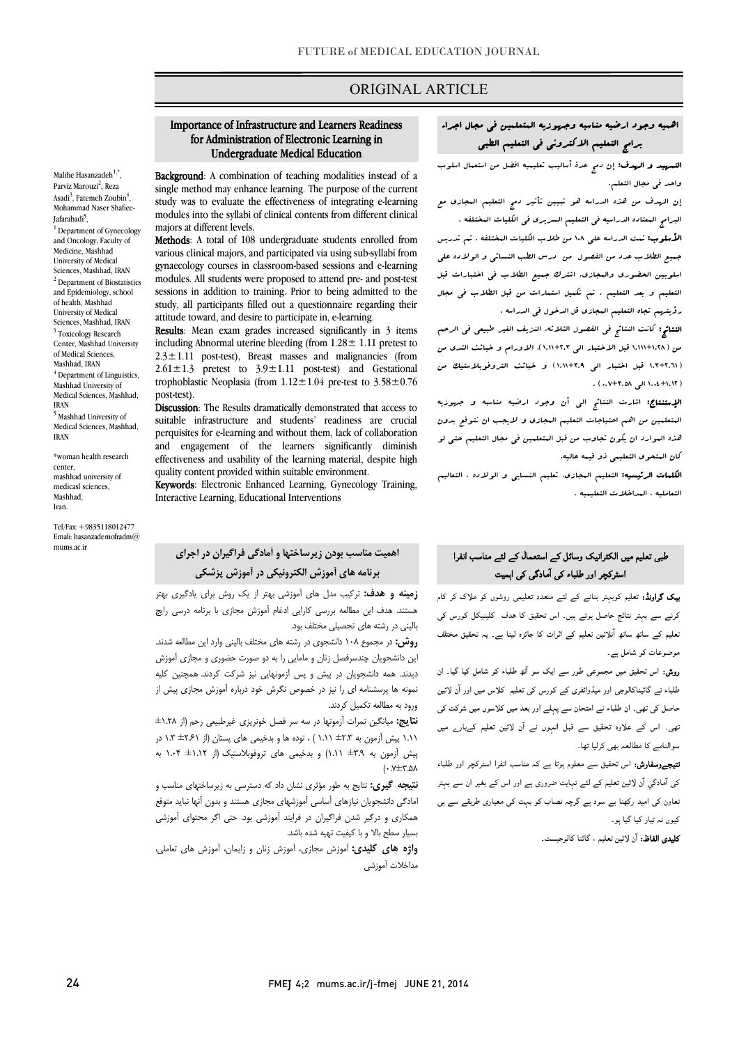ORIGINAL ARTICLE

# Importance of Infrastructure and Learners Readiness for Administration of Electronic Learning in Undergraduate Medical Education

Malihe Hasanzadeh[1,*], Parviz Marouzi[2], Reza Asadi[3], Fatemeh Zoubin[4], Mohammad Naser Shafiee-Jafarabadi[5],

[1] Department of Gynecology and Oncology, Faculty of Medicine, Mashhad University of Medical Sciences, Mashhad, IRAN
[2] Department of Biostatistics and Epidemiology, school of health, Mashhad University of Medical Sciences, Mashhad, IRAN
[3] Toxicology Research Center, Mashhad University of Medical Sciences, Mashhad, IRAN
[4] Department of Linguistics, Mashhad University of Medical Sciences, Mashhad, IRAN
[5] Mashhad University of Medical Sciences, Mashhad, IRAN

*woman health research center, mashhad university of medicasl sciences, Mashhad, Iran.

Tel/Fax: +9835118012477
Email: hasanzademofradm@mums.ac.ir

**Background**: A combination of teaching modalities instead of a single method may enhance learning. The purpose of the current study was to evaluate the effectiveness of integrating e-learning modules into the syllabi of clinical contents from different clinical majors at different levels.

**Methods**: A total of 108 undergraduate students enrolled from various clinical majors, and participated via using sub-syllabi from gynaecology courses in classroom-based sessions and e-learning modules. All students were proposed to attend pre- and post-test sessions in addition to training. Prior to being admitted to the study, all participants filled out a questionnaire regarding their attitude toward, and desire to participate in, e-learning.

**Results**: Mean exam grades increased significantly in 3 items including Abnormal uterine bleeding (from 1.28± 1.11 pretest to 2.3±1.11 post-test), Breast masses and malignancies (from 2.61±1.3 pretest to 3.9±1.11 post-test) and Gestational trophoblastic Neoplasia (from 1.12±1.04 pre-test to 3.58±0.76 post-test).

**Discussion**: The Results dramatically demonstrated that access to suitable infrastructure and students' readiness are crucial perquisites for e-learning and without them, lack of collaboration and engagement of the learners significantly diminish effectiveness and usability of the learning material, despite high quality content provided within suitable environment.

**Keywords**: Electronic Enhanced Learning, Gynecology Training, Interactive Learning, Educational Interventions

# اهمیه وجود ارضیه مناسبه وجهوزیه المتعلمین فی مجال اجراء برامج التعلیم الالکترونی فی التعلیم الطبی

**التمهید و الهدف:** إن دمج عدة أسالیب تعلیمیه افضل من استعمال اسلوب واحد فی مجال التعلم.

إن الهدف من هذه الدراسه هو تبیین تأثیر دمج التعلیم المجازی مع البرامج المعتاده الدراسیه فی التعلیم السریری فی الکلیات المختلفه .

**الأسلوب:** تمت الدراسه علی ۱۰۸ من طلاب الکلیات المختلفه ، تم تدریس جمیع الطلاب عدد من الفصول من درس الطب النسائی و الولاده علی اسلوبین الحضوری والمجازی. اشترک جمیع الطلاب فی اختبارات قبل التعلیم و بعد التعلیم . تم تکمیل استمارات من قبل الطلاب فی مجال رؤیتهم تجاه التعلیم المجازی قل الدخول فی الدراسه .

**النتائج:** کانت النتائج فی الفصول الثلاثه، النزیف الغیر طبیعی فی الرحم من (۱.۲۸+۱.۱۱۱ قبل الاختبار الی ۲.۳+۱.۱۱)، الاورام و خباثت الثدی من (۲.۶۱+۱.۳ قبل اختبار الی ۳.۹+۱.۱۱) و خباثت التروفوبلاستیک من (۱.۱۲+۱.۰۴ الی ۳.۵۸+۰.۷) .

**الإستنتاج:** اشارت النتائج الی أن وجود ارضیه مناسبه و جهوزیه المتعلمین من اهم احتیاجات التعلیم المجازی و لایجب ان نتوقع بدون هذه الموارد ان یکون تجاوب من قبل المتعلمین فی مجال التعلیم حتی لو کان المحتوی التعلیمی ذو قیمه عالیه.

**الکلمات الرئیسیه:** التعلیم المجازی، تعلیم النسایی و الولاده ، التعالیم التعاملیه ، المداخلات التعلیمیه .

# اهمیت مناسب بودن زیرساختها و آمادگی فراگیران در اجرای برنامه های آموزش الکترونیکی در آموزش پزشکی

**زمینه و هدف:** ترکیب مدل های آموزشی بهتر از یک روش برای یادگیری بهتر هستند. هدف این مطالعه بررسی کارایی ادغام آموزش مجازی با برنامه درسی رایج بالینی در رشته های تحصیلی مختلف بود.

**روش:** در مجموع ۱۰۸ دانشجوی در رشته های مختلف بالینی وارد این مطالعه شدند. این دانشجویان چندسرفصل زنان و مامایی را به دو صورت حضوری و مجازی آموزش دیدند. همه دانشجویان در پیش و پس آزمونهایی نیز شرکت کردند. همچنین کلیه نمونه ها پرسشنامه ای را نیز در خصوص نگرش خود درباره آموزش مجازی پیش از ورود به مطالعه تکمیل کردند.

**نتایج:** میانگین نمرات آزمونها در سه سر فصل خونریزی غیرطبیعی رحم (از ۱.۲۸± ۱.۱۱ پیش آزمون به ۲.۳± ۱.۱۱ ) ، توده ها و بدخیمی های پستان (از ۲.۶۱± ۱.۳ در پیش آزمون به ۳.۹± ۱.۱۱) و بدخیمی های تروفوبلاستیک (از ۱.۱۲± ۱.۰۴ به ۳.۵۸±۰.۷).

**نتیجه گیری:** نتایج به طور مؤثری نشان داد که دسترسی به زیرساختهای مناسب و امادگی دانشجویان نیازهای اساسی آموزشهای مجازی هستند و بدون آنها نباید متوقع همکاری و درگیر شدن فراگیران در فرایند آموزشی بود. حتی اگر محتوای آموزشی بسیار سطح بالا و با کیفیت تهیه شده باشد.

**واژه های کلیدی:** آموزش مجازی، آموزش زنان و زایمان، آموزش های تعاملی، مداخلات آموزشی

# طبی تعلیم میں الکٹرانیک وسائل کے استعمال کے لئے مناسب انفرا اسٹرکچر اور طلباء کی آمادگی کی اہمیت

**بیک گراونڈ:** تعلیم کوبہتر بنانے کے لئے متعدد تعلیمی روشوں کو ملاکر کام کرنے سے بہتر نتائج حاصل ہوتے ہیں۔ اس تحقیق کا ہدف کلینیکل کورس کی تعلیم کے ساتھ ساتھ آنلائین تعلیم کے اثرات کا جائزہ لینا ہے۔ یہ تحقیق مختلف موضوعات کو شامل ہے۔

**روش:** اس تحقیق میں مجموعی طور سے ایک سو آٹھ طلباء کو شامل کیا گیا۔ ان طلباء نے گائیناکالوجی اور میڈوائفری کے کورس کی تعلیم کلاس میں اور آن لائین حاصل کی تھی۔ ان طلباء نے امتحان سے پہلے اور بعد میں کلاسوں میں شرکت کی تھی۔ اس کے علاوہ تحقیق سے قبل انہوں نے آن لائین تعلیم کےبارے میں سوالنامے کا مطالعہ بھی کرلیا تھا۔

**نتیجےوسفارش:** اس تحقیق سے معلوم ہوتا ہے کہ مناسب انفرا اسٹرکچر اور طلباء کی آمادگي آن لائین تعلیم کے لئے نہایت ضروری ہے اور اس کے بغیر ان سے بہتر تعاون کی امید رکھنا بے سود ہے گرچہ نصاب کو بہت ہی معیاری طریقے سے ہی کیوں نہ تیار کیا گیا ہو۔

**کلیدی الفاظ:** آن لائین تعلیم ، گائنا کالوجسٹ۔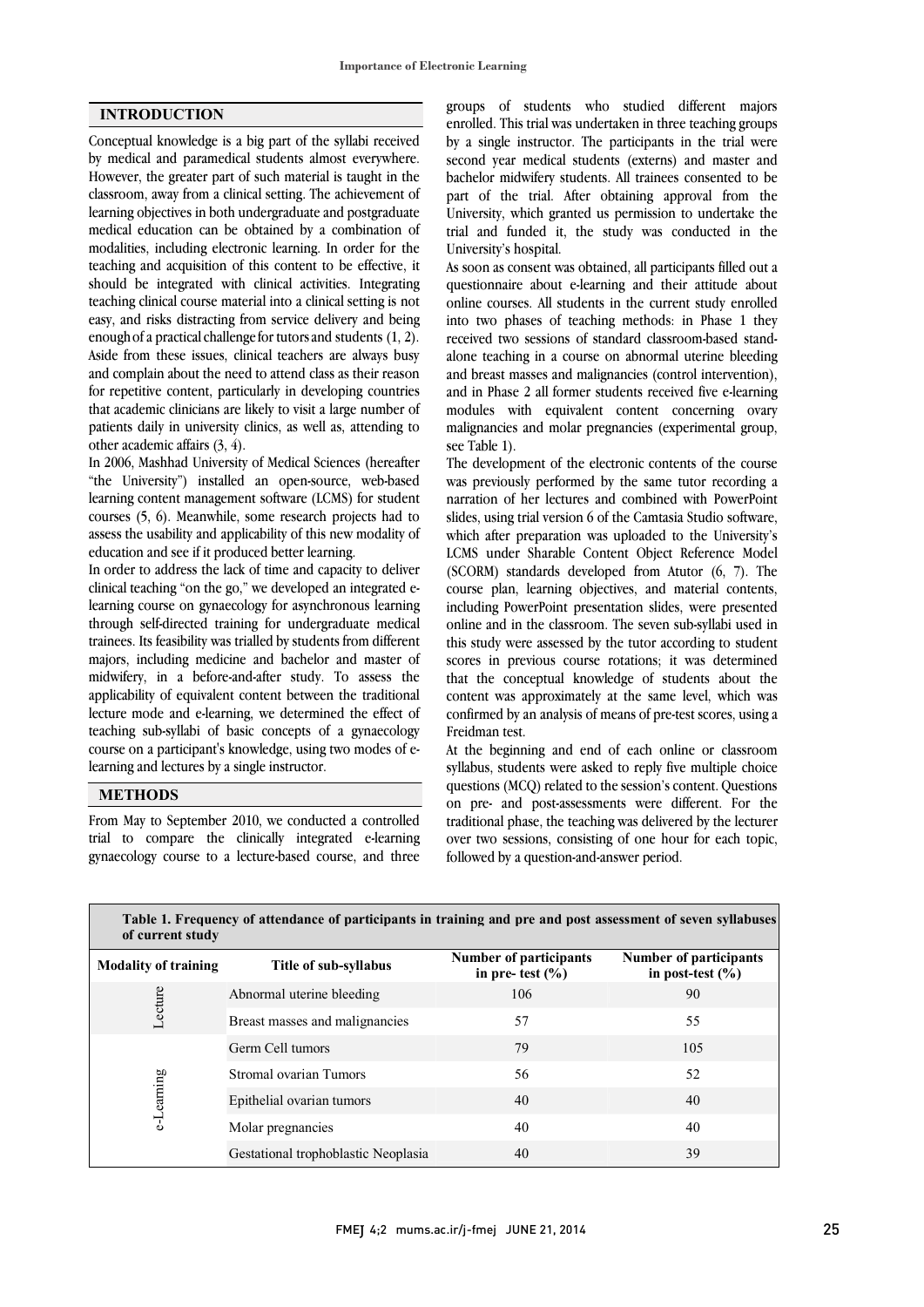## INTRODUCTION

Conceptual knowledge is a big part of the syllabi received by medical and paramedical students almost everywhere. However, the greater part of such material is taught in the classroom, away from a clinical setting. The achievement of learning objectives in both undergraduate and postgraduate medical education can be obtained by a combination of modalities, including electronic learning. In order for the teaching and acquisition of this content to be effective, it should be integrated with clinical activities. Integrating teaching clinical course material into a clinical setting is not easy, and risks distracting from service delivery and being enough of a practical challenge for tutors and students (1, 2). Aside from these issues, clinical teachers are always busy and complain about the need to attend class as their reason for repetitive content, particularly in developing countries that academic clinicians are likely to visit a large number of patients daily in university clinics, as well as, attending to other academic affairs (3, 4).

In 2006, Mashhad University of Medical Sciences (hereafter "the University") installed an open-source, web-based learning content management software (LCMS) for student courses (5, 6). Meanwhile, some research projects had to assess the usability and applicability of this new modality of education and see if it produced better learning.

In order to address the lack of time and capacity to deliver clinical teaching "on the go," we developed an integrated e-learning course on gynaecology for asynchronous learning through self-directed training for undergraduate medical trainees. Its feasibility was trialled by students from different majors, including medicine and bachelor and master of midwifery, in a before-and-after study. To assess the applicability of equivalent content between the traditional lecture mode and e-learning, we determined the effect of teaching sub-syllabi of basic concepts of a gynaecology course on a participant's knowledge, using two modes of e-learning and lectures by a single instructor.

## METHODS

From May to September 2010, we conducted a controlled trial to compare the clinically integrated e-learning gynaecology course to a lecture-based course, and three groups of students who studied different majors enrolled. This trial was undertaken in three teaching groups by a single instructor. The participants in the trial were second year medical students (externs) and master and bachelor midwifery students. All trainees consented to be part of the trial. After obtaining approval from the University, which granted us permission to undertake the trial and funded it, the study was conducted in the University's hospital.

As soon as consent was obtained, all participants filled out a questionnaire about e-learning and their attitude about online courses. All students in the current study enrolled into two phases of teaching methods: in Phase 1 they received two sessions of standard classroom-based stand-alone teaching in a course on abnormal uterine bleeding and breast masses and malignancies (control intervention), and in Phase 2 all former students received five e-learning modules with equivalent content concerning ovary malignancies and molar pregnancies (experimental group, see Table 1).

The development of the electronic contents of the course was previously performed by the same tutor recording a narration of her lectures and combined with PowerPoint slides, using trial version 6 of the Camtasia Studio software, which after preparation was uploaded to the University's LCMS under Sharable Content Object Reference Model (SCORM) standards developed from Atutor (6, 7). The course plan, learning objectives, and material contents, including PowerPoint presentation slides, were presented online and in the classroom. The seven sub-syllabi used in this study were assessed by the tutor according to student scores in previous course rotations; it was determined that the conceptual knowledge of students about the content was approximately at the same level, which was confirmed by an analysis of means of pre-test scores, using a Freidman test.

At the beginning and end of each online or classroom syllabus, students were asked to reply five multiple choice questions (MCQ) related to the session's content. Questions on pre- and post-assessments were different. For the traditional phase, the teaching was delivered by the lecturer over two sessions, consisting of one hour for each topic, followed by a question-and-answer period.

**Table 1. Frequency of attendance of participants in training and pre and post assessment of seven syllabuses of current study**

| Modality of training | Title of sub-syllabus | Number of participants in pre- test (%) | Number of participants in post-test (%) |
|---|---|---|---|
| Lecture | Abnormal uterine bleeding | 106 | 90 |
| | Breast masses and malignancies | 57 | 55 |
| e-Learning | Germ Cell tumors | 79 | 105 |
| | Stromal ovarian Tumors | 56 | 52 |
| | Epithelial ovarian tumors | 40 | 40 |
| | Molar pregnancies | 40 | 40 |
| | Gestational trophoblastic Neoplasia | 40 | 39 |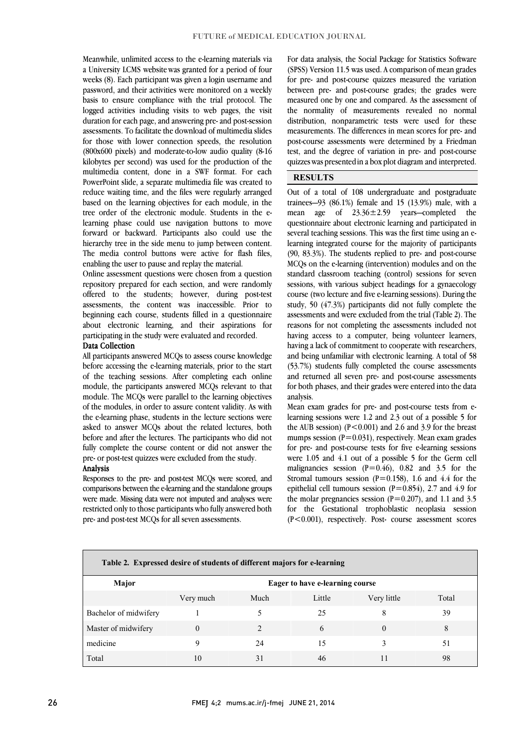Meanwhile, unlimited access to the e-learning materials via a University LCMS website was granted for a period of four weeks (8). Each participant was given a login username and password, and their activities were monitored on a weekly basis to ensure compliance with the trial protocol. The logged activities including visits to web pages, the visit duration for each page, and answering pre- and post-session assessments. To facilitate the download of multimedia slides for those with lower connection speeds, the resolution (800x600 pixels) and moderate-to-low audio quality (8-16 kilobytes per second) was used for the production of the multimedia content, done in a SWF format. For each PowerPoint slide, a separate multimedia file was created to reduce waiting time, and the files were regularly arranged based on the learning objectives for each module, in the tree order of the electronic module. Students in the e-learning phase could use navigation buttons to move forward or backward. Participants also could use the hierarchy tree in the side menu to jump between content. The media control buttons were active for flash files, enabling the user to pause and replay the material.

Online assessment questions were chosen from a question repository prepared for each section, and were randomly offered to the students; however, during post-test assessments, the content was inaccessible. Prior to beginning each course, students filled in a questionnaire about electronic learning, and their aspirations for participating in the study were evaluated and recorded.

### Data Collection

All participants answered MCQs to assess course knowledge before accessing the e-learning materials, prior to the start of the teaching sessions. After completing each online module, the participants answered MCQs relevant to that module. The MCQs were parallel to the learning objectives of the modules, in order to assure content validity. As with the e-learning phase, students in the lecture sections were asked to answer MCQs about the related lectures, both before and after the lectures. The participants who did not fully complete the course content or did not answer the pre- or post-test quizzes were excluded from the study.

### Analysis

Responses to the pre- and post-test MCQs were scored, and comparisons between the e-learning and the standalone groups were made. Missing data were not imputed and analyses were restricted only to those participants who fully answered both pre- and post-test MCQs for all seven assessments.

For data analysis, the Social Package for Statistics Software (SPSS) Version 11.5 was used. A comparison of mean grades for pre- and post-course quizzes measured the variation between pre- and post-course grades; the grades were measured one by one and compared. As the assessment of the normality of measurements revealed no normal distribution, nonparametric tests were used for these measurements. The differences in mean scores for pre- and post-course assessments were determined by a Friedman test, and the degree of variation in pre- and post-course quizzes was presented in a box plot diagram and interpreted.

## RESULTS

Out of a total of 108 undergraduate and postgraduate trainees—93 (86.1%) female and 15 (13.9%) male, with a mean age of 23.36±2.59 years—completed the questionnaire about electronic learning and participated in several teaching sessions. This was the first time using an e-learning integrated course for the majority of participants (90, 83.3%). The students replied to pre- and post-course MCQs on the e-learning (intervention) modules and on the standard classroom teaching (control) sessions for seven sessions, with various subject headings for a gynaecology course (two lecture and five e-learning sessions). During the study, 50 (47.3%) participants did not fully complete the assessments and were excluded from the trial (Table 2). The reasons for not completing the assessments included not having access to a computer, being volunteer learners, having a lack of commitment to cooperate with researchers, and being unfamiliar with electronic learning. A total of 58 (53.7%) students fully completed the course assessments and returned all seven pre- and post-course assessments for both phases, and their grades were entered into the data analysis.

Mean exam grades for pre- and post-course tests from e-learning sessions were 1.2 and 2.3 out of a possible 5 for the AUB session) ($P<0.001$) and 2.6 and 3.9 for the breast mumps session ($P=0.031$), respectively. Mean exam grades for pre- and post-course tests for five e-learning sessions were 1.05 and 4.1 out of a possible 5 for the Germ cell malignancies session ($P=0.46$), 0.82 and 3.5 for the Stromal tumours session ($P=0.158$), 1.6 and 4.4 for the epithelial cell tumours session ($P=0.854$), 2.7 and 4.9 for the molar pregnancies session ($P=0.207$), and 1.1 and 3.5 for the Gestational trophoblastic neoplasia session ($P<0.001$), respectively. Post- course assessment scores

**Table 2. Expressed desire of students of different majors for e-learning**

| Major | Eager to have e-learning course | | | | |
|---|---|---|---|---|---|
| | Very much | Much | Little | Very little | Total |
| Bachelor of midwifery | 1 | 5 | 25 | 8 | 39 |
| Master of midwifery | 0 | 2 | 6 | 0 | 8 |
| medicine | 9 | 24 | 15 | 3 | 51 |
| Total | 10 | 31 | 46 | 11 | 98 |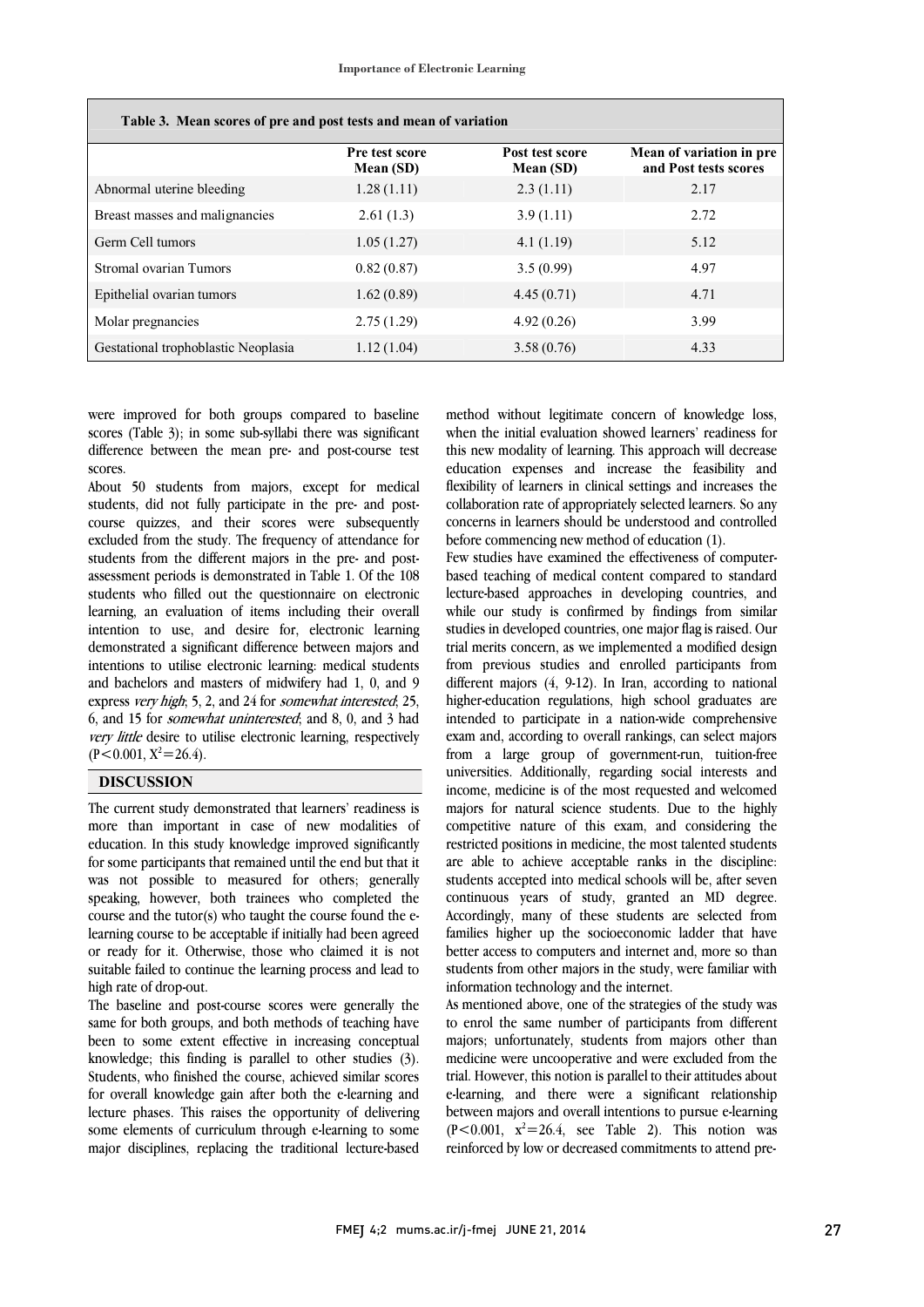**Table 3. Mean scores of pre and post tests and mean of variation**

| | Pre test score Mean (SD) | Post test score Mean (SD) | Mean of variation in pre and Post tests scores |
|---|---|---|---|
| Abnormal uterine bleeding | 1.28 (1.11) | 2.3 (1.11) | 2.17 |
| Breast masses and malignancies | 2.61 (1.3) | 3.9 (1.11) | 2.72 |
| Germ Cell tumors | 1.05 (1.27) | 4.1 (1.19) | 5.12 |
| Stromal ovarian Tumors | 0.82 (0.87) | 3.5 (0.99) | 4.97 |
| Epithelial ovarian tumors | 1.62 (0.89) | 4.45 (0.71) | 4.71 |
| Molar pregnancies | 2.75 (1.29) | 4.92 (0.26) | 3.99 |
| Gestational trophoblastic Neoplasia | 1.12 (1.04) | 3.58 (0.76) | 4.33 |

were improved for both groups compared to baseline scores (Table 3); in some sub-syllabi there was significant difference between the mean pre- and post-course test scores.

About 50 students from majors, except for medical students, did not fully participate in the pre- and post-course quizzes, and their scores were subsequently excluded from the study. The frequency of attendance for students from the different majors in the pre- and post-assessment periods is demonstrated in Table 1. Of the 108 students who filled out the questionnaire on electronic learning, an evaluation of items including their overall intention to use, and desire for, electronic learning demonstrated a significant difference between majors and intentions to utilise electronic learning: medical students and bachelors and masters of midwifery had 1, 0, and 9 express *very high*; 5, 2, and 24 for *somewhat interested*; 25, 6, and 15 for *somewhat uninterested*; and 8, 0, and 3 had *very little* desire to utilise electronic learning, respectively ($P<0.001$, $X^2=26.4$).

## DISCUSSION

The current study demonstrated that learners' readiness is more than important in case of new modalities of education. In this study knowledge improved significantly for some participants that remained until the end but that it was not possible to measured for others; generally speaking, however, both trainees who completed the course and the tutor(s) who taught the course found the e-learning course to be acceptable if initially had been agreed or ready for it. Otherwise, those who claimed it is not suitable failed to continue the learning process and lead to high rate of drop-out.

The baseline and post-course scores were generally the same for both groups, and both methods of teaching have been to some extent effective in increasing conceptual knowledge; this finding is parallel to other studies (3). Students, who finished the course, achieved similar scores for overall knowledge gain after both the e-learning and lecture phases. This raises the opportunity of delivering some elements of curriculum through e-learning to some major disciplines, replacing the traditional lecture-based method without legitimate concern of knowledge loss, when the initial evaluation showed learners' readiness for this new modality of learning. This approach will decrease education expenses and increase the feasibility and flexibility of learners in clinical settings and increases the collaboration rate of appropriately selected learners. So any concerns in learners should be understood and controlled before commencing new method of education (1).

Few studies have examined the effectiveness of computer-based teaching of medical content compared to standard lecture-based approaches in developing countries, and while our study is confirmed by findings from similar studies in developed countries, one major flag is raised. Our trial merits concern, as we implemented a modified design from previous studies and enrolled participants from different majors (4, 9-12). In Iran, according to national higher-education regulations, high school graduates are intended to participate in a nation-wide comprehensive exam and, according to overall rankings, can select majors from a large group of government-run, tuition-free universities. Additionally, regarding social interests and income, medicine is of the most requested and welcomed majors for natural science students. Due to the highly competitive nature of this exam, and considering the restricted positions in medicine, the most talented students are able to achieve acceptable ranks in the discipline: students accepted into medical schools will be, after seven continuous years of study, granted an MD degree. Accordingly, many of these students are selected from families higher up the socioeconomic ladder that have better access to computers and internet and, more so than students from other majors in the study, were familiar with information technology and the internet.

As mentioned above, one of the strategies of the study was to enrol the same number of participants from different majors; unfortunately, students from majors other than medicine were uncooperative and were excluded from the trial. However, this notion is parallel to their attitudes about e-learning, and there were a significant relationship between majors and overall intentions to pursue e-learning ($P<0.001$, $x^2=26.4$, see Table 2). This notion was reinforced by low or decreased commitments to attend pre-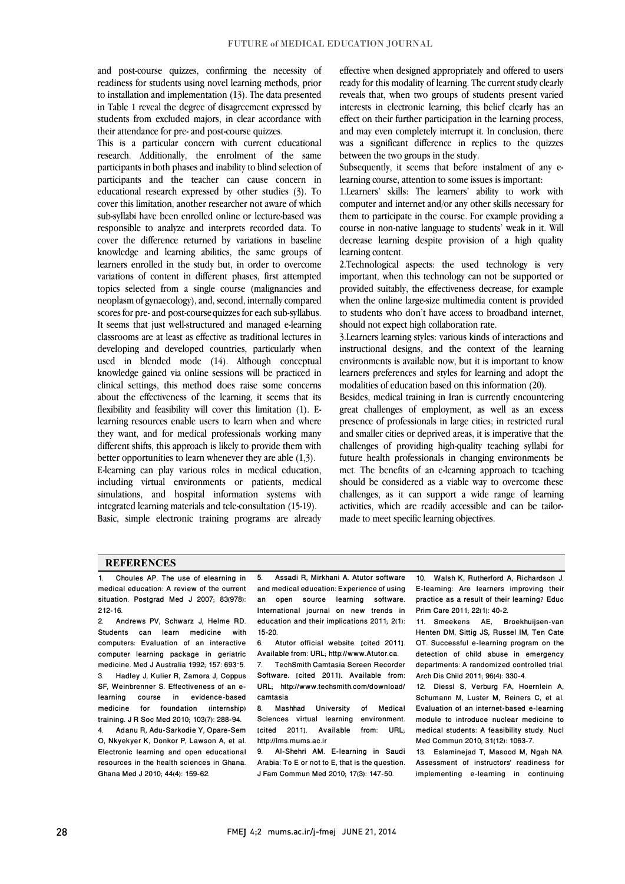and post-course quizzes, confirming the necessity of readiness for students using novel learning methods, prior to installation and implementation (13). The data presented in Table 1 reveal the degree of disagreement expressed by students from excluded majors, in clear accordance with their attendance for pre- and post-course quizzes.

This is a particular concern with current educational research. Additionally, the enrolment of the same participants in both phases and inability to blind selection of participants and the teacher can cause concern in educational research expressed by other studies (3). To cover this limitation, another researcher not aware of which sub-syllabi have been enrolled online or lecture-based was responsible to analyze and interprets recorded data. To cover the difference returned by variations in baseline knowledge and learning abilities, the same groups of learners enrolled in the study but, in order to overcome variations of content in different phases, first attempted topics selected from a single course (malignancies and neoplasm of gynaecology), and, second, internally compared scores for pre- and post-course quizzes for each sub-syllabus. It seems that just well-structured and managed e-learning classrooms are at least as effective as traditional lectures in developing and developed countries, particularly when used in blended mode (14). Although conceptual knowledge gained via online sessions will be practiced in clinical settings, this method does raise some concerns about the effectiveness of the learning, it seems that its flexibility and feasibility will cover this limitation (1). E-learning resources enable users to learn when and where they want, and for medical professionals working many different shifts, this approach is likely to provide them with better opportunities to learn whenever they are able (1,3).

E-learning can play various roles in medical education, including virtual environments or patients, medical simulations, and hospital information systems with integrated learning materials and tele-consultation (15-19).

Basic, simple electronic training programs are already effective when designed appropriately and offered to users ready for this modality of learning. The current study clearly reveals that, when two groups of students present varied interests in electronic learning, this belief clearly has an effect on their further participation in the learning process, and may even completely interrupt it. In conclusion, there was a significant difference in replies to the quizzes between the two groups in the study.

Subsequently, it seems that before instalment of any e-learning course, attention to some issues is important:

1. Learners' skills: The learners' ability to work with computer and internet and/or any other skills necessary for them to participate in the course. For example providing a course in non-native language to students' weak in it. Will decrease learning despite provision of a high quality learning content.
2. Technological aspects: the used technology is very important, when this technology can not be supported or provided suitably, the effectiveness decrease, for example when the online large-size multimedia content is provided to students who don't have access to broadband internet, should not expect high collaboration rate.
3. Learners learning styles: various kinds of interactions and instructional designs, and the context of the learning environments is available now, but it is important to know learners preferences and styles for learning and adopt the modalities of education based on this information (20).

Besides, medical training in Iran is currently encountering great challenges of employment, as well as an excess presence of professionals in large cities; in restricted rural and smaller cities or deprived areas, it is imperative that the challenges of providing high-quality teaching syllabi for future health professionals in changing environments be met. The benefits of an e-learning approach to teaching should be considered as a viable way to overcome these challenges, as it can support a wide range of learning activities, which are readily accessible and can be tailor-made to meet specific learning objectives.

## REFERENCES

1. Choules AP. The use of elearning in medical education: A review of the current situation. Postgrad Med J 2007; 83(978): 212-16.
2. Andrews PV, Schwarz J, Helme RD. Students can learn medicine with computers: Evaluation of an interactive computer learning package in geriatric medicine. Med J Australia 1992; 157: 693-5.
3. Hadley J, Kulier R, Zamora J, Coppus SF, Weinbrenner S. Effectiveness of an e-learning course in evidence-based medicine for foundation (internship) training. J R Soc Med 2010; 103(7): 288-94.
4. Adanu R, Adu-Sarkodie Y, Opare-Sem O, Nkyekyer K, Donkor P, Lawson A, et al. Electronic learning and open educational resources in the health sciences in Ghana. Ghana Med J 2010; 44(4): 159-62.
5. Assadi R, Mirkhani A. Atutor software and medical education: Experience of using an open source learning software. International journal on new trends in education and their implications 2011; 2(1): 15-20.
6. Atutor official website. [cited 2011]. Available from: URL; http://www.Atutor.ca.
7. TechSmith Camtasia Screen Recorder Software. [cited 2011]. Available from: URL; http://www.techsmith.com/download/camtasia
8. Mashhad University of Medical Sciences virtual learning environment. [cited 2011]. Available from: URL; http://lms.mums.ac.ir
9. Al-Shehri AM. E-learning in Saudi Arabia: To E or not to E, that is the question. J Fam Commun Med 2010; 17(3): 147-50.
10. Walsh K, Rutherford A, Richardson J. E-learning: Are learners improving their practice as a result of their learning? Educ Prim Care 2011; 22(1): 40-2.
11. Smeekens AE, Broekhuijsen-van Henten DM, Sittig JS, Russel IM, Ten Cate OT. Successful e-learning program on the detection of child abuse in emergency departments: A randomized controlled trial. Arch Dis Child 2011; 96(4): 330-4.
12. Diessl S, Verburg FA, Hoernlein A, Schumann M, Luster M, Reiners C, et al. Evaluation of an internet-based e-learning module to introduce nuclear medicine to medical students: A feasibility study. Nucl Med Commun 2010; 31(12): 1063-7.
13. Eslaminejad T, Masood M, Ngah NA. Assessment of instructors' readiness for implementing e-learning in continuing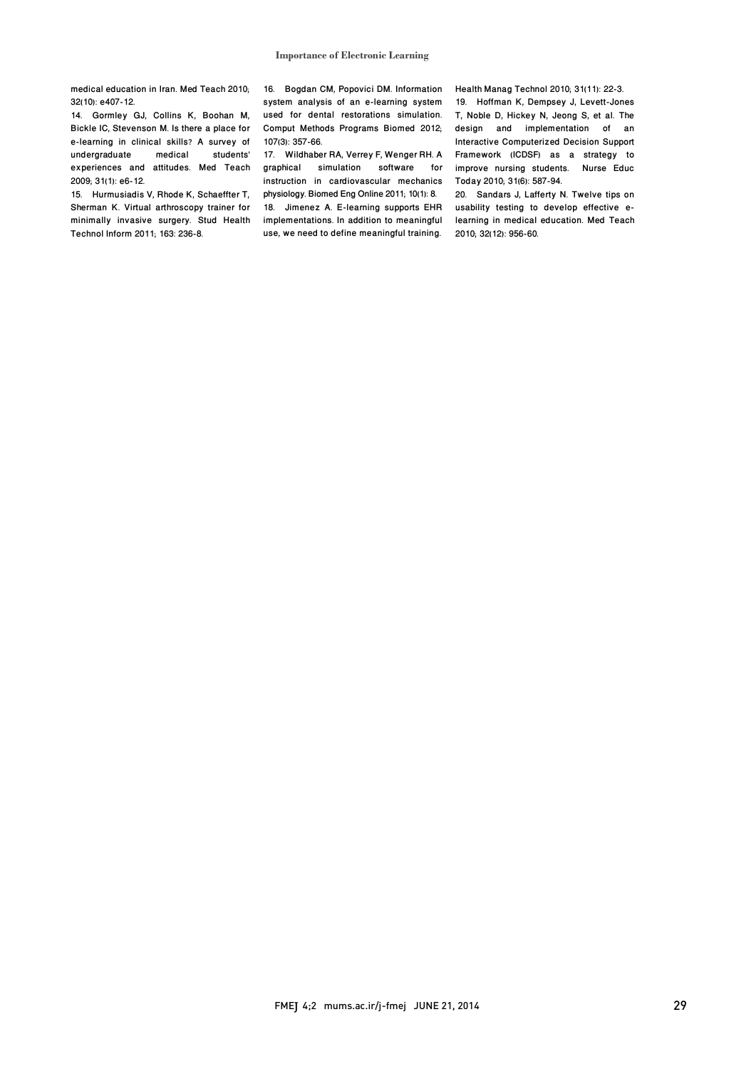medical education in Iran. Med Teach 2010; 32(10): e407-12.

14. Gormley GJ, Collins K, Boohan M, Bickle IC, Stevenson M. Is there a place for e-learning in clinical skills? A survey of undergraduate medical students' experiences and attitudes. Med Teach 2009; 31(1): e6-12.

15. Hurmusiadis V, Rhode K, Schaeffter T, Sherman K. Virtual arthroscopy trainer for minimally invasive surgery. Stud Health Technol Inform 2011; 163: 236-8.

16. Bogdan CM, Popovici DM. Information system analysis of an e-learning system used for dental restorations simulation. Comput Methods Programs Biomed 2012; 107(3): 357-66.

17. Wildhaber RA, Verrey F, Wenger RH. A graphical simulation software for instruction in cardiovascular mechanics physiology. Biomed Eng Online 2011; 10(1): 8.

18. Jimenez A. E-learning supports EHR implementations. In addition to meaningful use, we need to define meaningful training. Health Manag Technol 2010; 31(11): 22-3.

19. Hoffman K, Dempsey J, Levett-Jones T, Noble D, Hickey N, Jeong S, et al. The design and implementation of an Interactive Computerized Decision Support Framework (ICDSF) as a strategy to improve nursing students. Nurse Educ Today 2010; 31(6): 587-94.

20. Sandars J, Lafferty N. Twelve tips on usability testing to develop effective e-learning in medical education. Med Teach 2010; 32(12): 956-60.